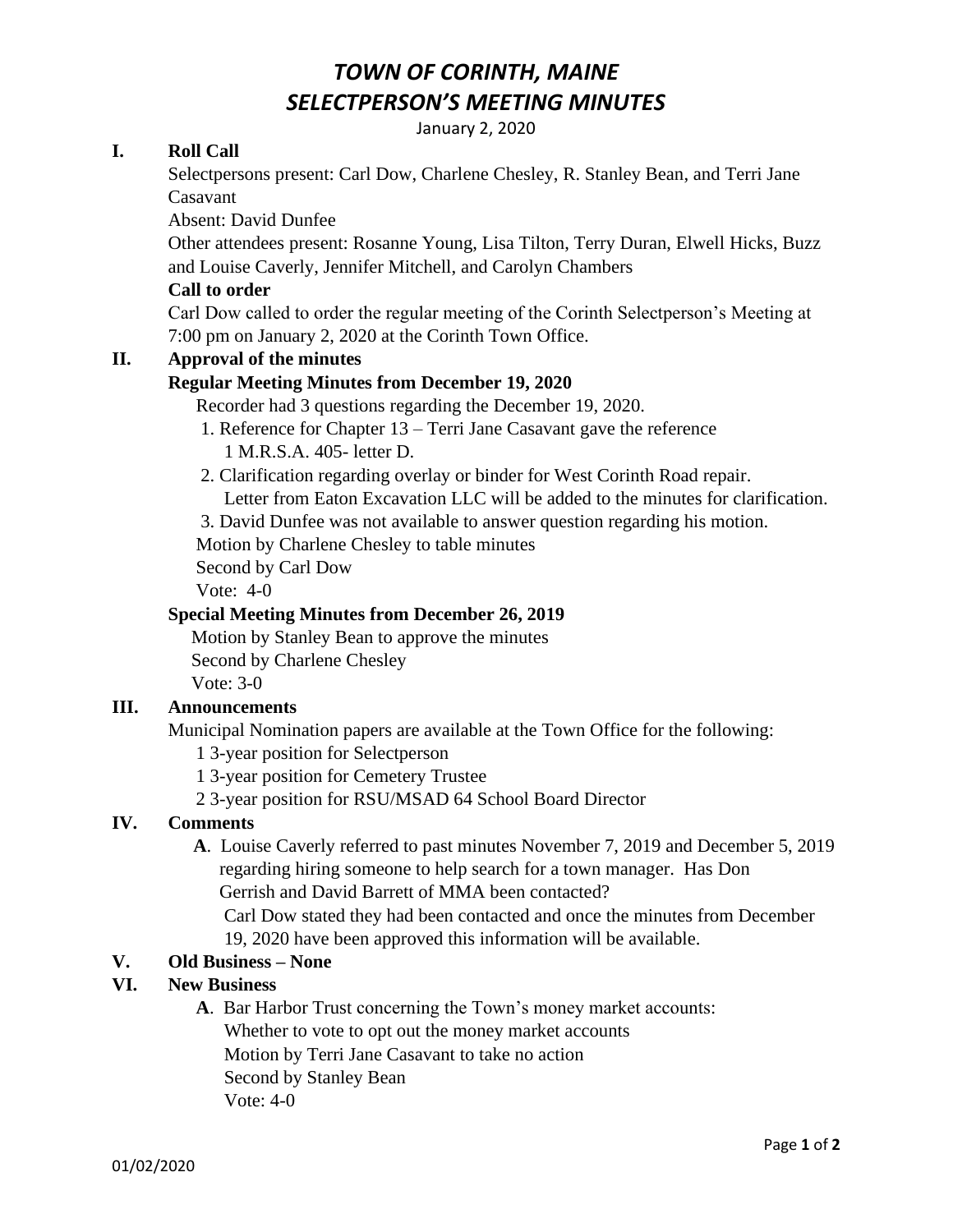# *TOWN OF CORINTH, MAINE*
# *SELECTPERSON'S MEETING MINUTES*

January 2, 2020

**I. Roll Call**

Selectpersons present: Carl Dow, Charlene Chesley, R. Stanley Bean, and Terri Jane Casavant

Absent: David Dunfee

Other attendees present: Rosanne Young, Lisa Tilton, Terry Duran, Elwell Hicks, Buzz and Louise Caverly, Jennifer Mitchell, and Carolyn Chambers

**Call to order**

Carl Dow called to order the regular meeting of the Corinth Selectperson's Meeting at 7:00 pm on January 2, 2020 at the Corinth Town Office.

**II. Approval of the minutes**

**Regular Meeting Minutes from December 19, 2020**

Recorder had 3 questions regarding the December 19, 2020.

1. Reference for Chapter 13 – Terri Jane Casavant gave the reference 1 M.R.S.A. 405- letter D.
2. Clarification regarding overlay or binder for West Corinth Road repair. Letter from Eaton Excavation LLC will be added to the minutes for clarification.
3. David Dunfee was not available to answer question regarding his motion.

Motion by Charlene Chesley to table minutes
Second by Carl Dow
Vote: 4-0

**Special Meeting Minutes from December 26, 2019**

Motion by Stanley Bean to approve the minutes
Second by Charlene Chesley
Vote: 3-0

**III. Announcements**

Municipal Nomination papers are available at the Town Office for the following:

1 3-year position for Selectperson
1 3-year position for Cemetery Trustee
2 3-year position for RSU/MSAD 64 School Board Director

**IV. Comments**

**A**. Louise Caverly referred to past minutes November 7, 2019 and December 5, 2019 regarding hiring someone to help search for a town manager. Has Don Gerrish and David Barrett of MMA been contacted?

Carl Dow stated they had been contacted and once the minutes from December 19, 2020 have been approved this information will be available.

**V. Old Business – None**

**VI. New Business**

**A**. Bar Harbor Trust concerning the Town's money market accounts:
Whether to vote to opt out the money market accounts
Motion by Terri Jane Casavant to take no action
Second by Stanley Bean
Vote: 4-0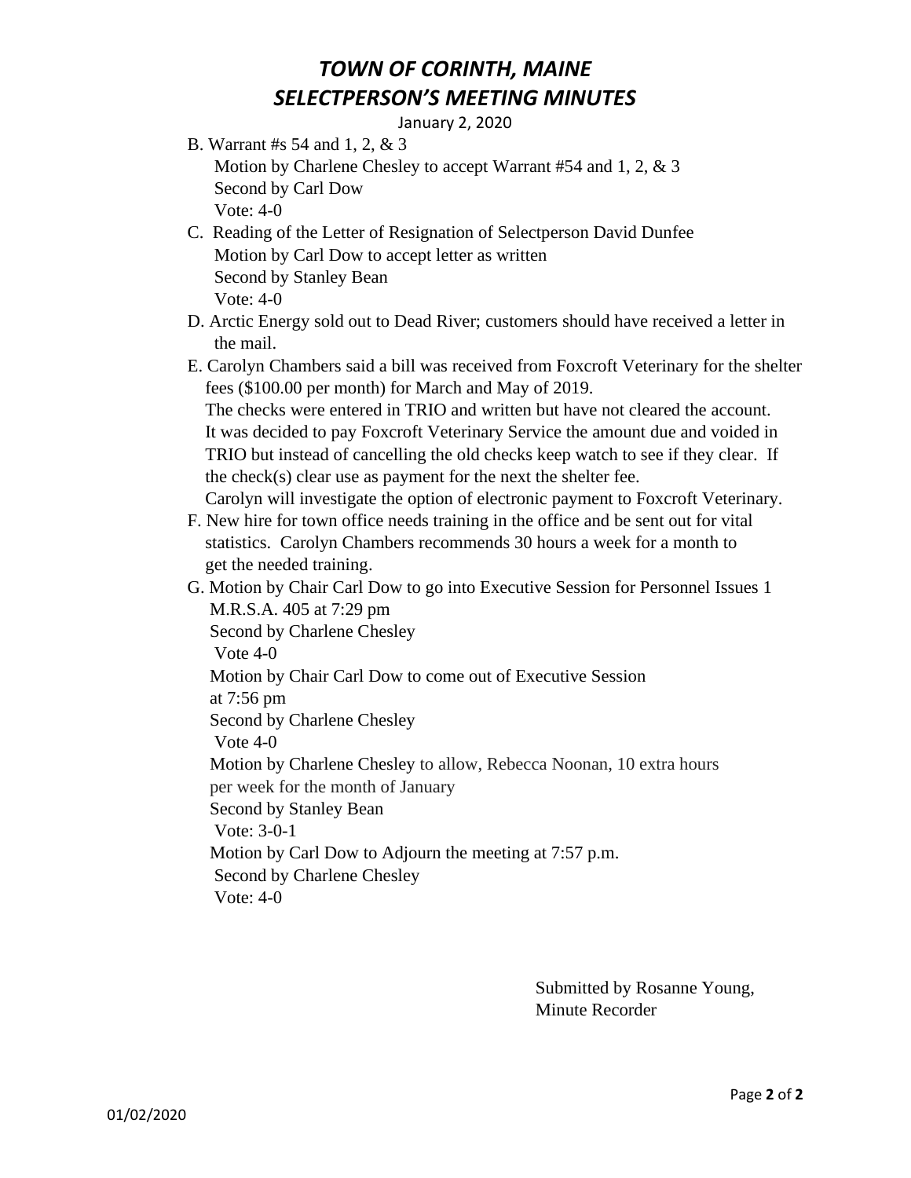# *TOWN OF CORINTH, MAINE*
# *SELECTPERSON'S MEETING MINUTES*

January 2, 2020

B. Warrant #s 54 and 1, 2, & 3
   Motion by Charlene Chesley to accept Warrant #54 and 1, 2, & 3
   Second by Carl Dow
   Vote: 4-0

C. Reading of the Letter of Resignation of Selectperson David Dunfee
   Motion by Carl Dow to accept letter as written
   Second by Stanley Bean
   Vote: 4-0

D. Arctic Energy sold out to Dead River; customers should have received a letter in the mail.

E. Carolyn Chambers said a bill was received from Foxcroft Veterinary for the shelter fees ($100.00 per month) for March and May of 2019.
   The checks were entered in TRIO and written but have not cleared the account. It was decided to pay Foxcroft Veterinary Service the amount due and voided in TRIO but instead of cancelling the old checks keep watch to see if they clear. If the check(s) clear use as payment for the next the shelter fee.
   Carolyn will investigate the option of electronic payment to Foxcroft Veterinary.

F. New hire for town office needs training in the office and be sent out for vital statistics. Carolyn Chambers recommends 30 hours a week for a month to get the needed training.

G. Motion by Chair Carl Dow to go into Executive Session for Personnel Issues 1 M.R.S.A. 405 at 7:29 pm
   Second by Charlene Chesley
   Vote 4-0
   Motion by Chair Carl Dow to come out of Executive Session at 7:56 pm
   Second by Charlene Chesley
   Vote 4-0
   Motion by Charlene Chesley to allow, Rebecca Noonan, 10 extra hours per week for the month of January
   Second by Stanley Bean
   Vote: 3-0-1
   Motion by Carl Dow to Adjourn the meeting at 7:57 p.m.
   Second by Charlene Chesley
   Vote: 4-0

Submitted by Rosanne Young,
Minute Recorder